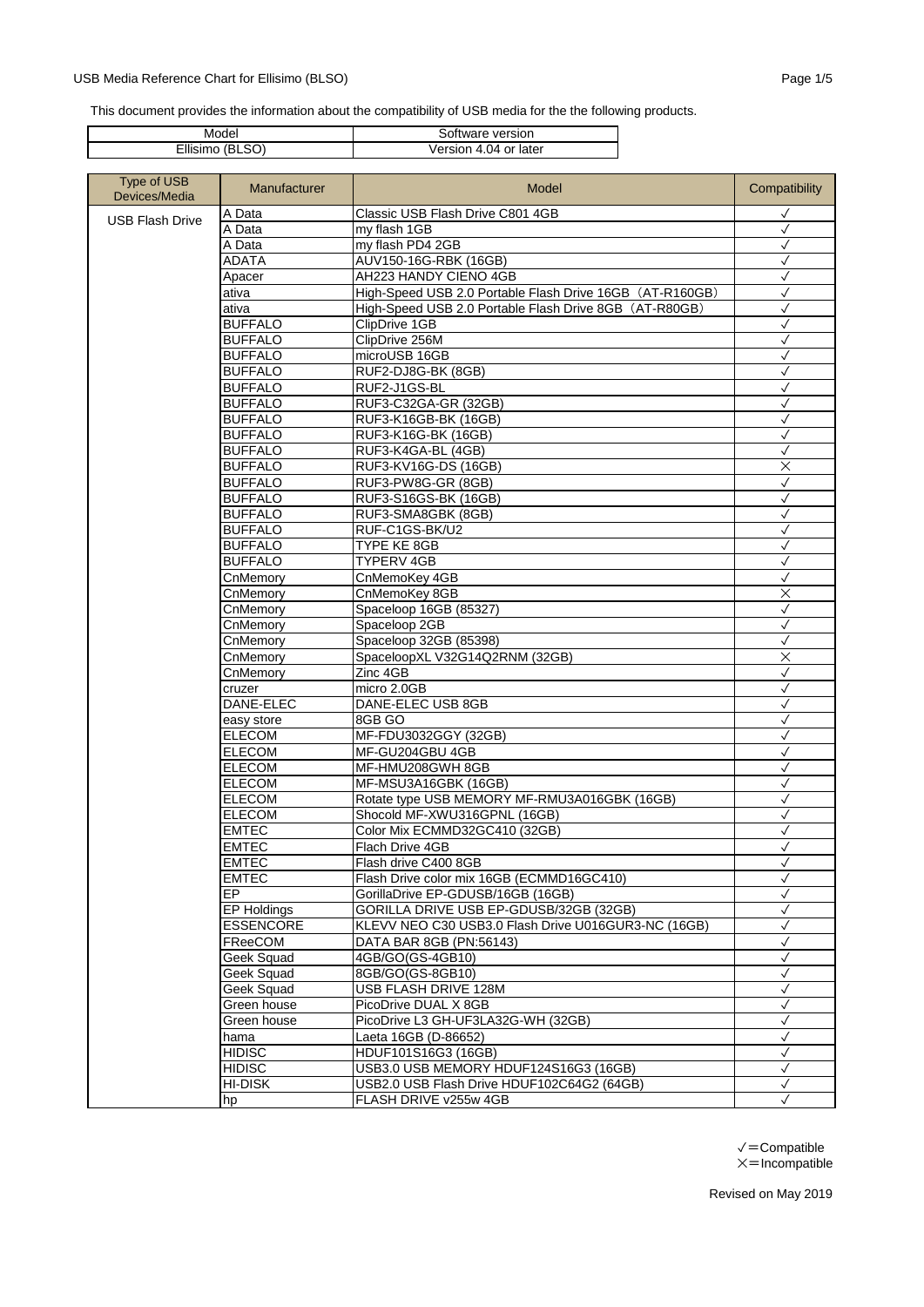USB Media Reference Chart for Ellisimo (BLSO)

This document provides the information about the compatibility of USB media for the the following products.

| Model | Software version |
|---|---|
| Ellisimo (BLSO) | Version 4.04 or later |

| Type of USB Devices/Media | Manufacturer | Model | Compatibility |
|---|---|---|---|
| USB Flash Drive | A Data | Classic USB Flash Drive C801 4GB | ✓ |
| | A Data | my flash 1GB | ✓ |
| | A Data | my flash PD4 2GB | ✓ |
| | ADATA | AUV150-16G-RBK (16GB) | ✓ |
| | Apacer | AH223 HANDY CIENO 4GB | ✓ |
| | ativa | High-Speed USB 2.0 Portable Flash Drive 16GB（AT-R160GB） | ✓ |
| | ativa | High-Speed USB 2.0 Portable Flash Drive 8GB（AT-R80GB） | ✓ |
| | BUFFALO | ClipDrive 1GB | ✓ |
| | BUFFALO | ClipDrive 256M | ✓ |
| | BUFFALO | microUSB 16GB | ✓ |
| | BUFFALO | RUF2-DJ8G-BK (8GB) | ✓ |
| | BUFFALO | RUF2-J1GS-BL | ✓ |
| | BUFFALO | RUF3-C32GA-GR (32GB) | ✓ |
| | BUFFALO | RUF3-K16GB-BK (16GB) | ✓ |
| | BUFFALO | RUF3-K16G-BK (16GB) | ✓ |
| | BUFFALO | RUF3-K4GA-BL (4GB) | ✓ |
| | BUFFALO | RUF3-KV16G-DS (16GB) | × |
| | BUFFALO | RUF3-PW8G-GR (8GB) | ✓ |
| | BUFFALO | RUF3-S16GS-BK (16GB) | ✓ |
| | BUFFALO | RUF3-SMA8GBK (8GB) | ✓ |
| | BUFFALO | RUF-C1GS-BK/U2 | ✓ |
| | BUFFALO | TYPE KE 8GB | ✓ |
| | BUFFALO | TYPERV 4GB | ✓ |
| | CnMemory | CnMemoKey 4GB | ✓ |
| | CnMemory | CnMemoKey 8GB | × |
| | CnMemory | Spaceloop 16GB (85327) | ✓ |
| | CnMemory | Spaceloop 2GB | ✓ |
| | CnMemory | Spaceloop 32GB (85398) | ✓ |
| | CnMemory | SpaceloopXL V32G14Q2RNM (32GB) | × |
| | CnMemory | Zinc 4GB | ✓ |
| | cruzer | micro 2.0GB | ✓ |
| | DANE-ELEC | DANE-ELEC USB 8GB | ✓ |
| | easy store | 8GB GO | ✓ |
| | ELECOM | MF-FDU3032GGY (32GB) | ✓ |
| | ELECOM | MF-GU204GBU 4GB | ✓ |
| | ELECOM | MF-HMU208GWH 8GB | ✓ |
| | ELECOM | MF-MSU3A16GBK (16GB) | ✓ |
| | ELECOM | Rotate type USB MEMORY MF-RMU3A016GBK (16GB) | ✓ |
| | ELECOM | Shocold MF-XWU316GPNL (16GB) | ✓ |
| | EMTEC | Color Mix ECMMD32GC410 (32GB) | ✓ |
| | EMTEC | Flach Drive 4GB | ✓ |
| | EMTEC | Flash drive C400 8GB | ✓ |
| | EMTEC | Flash Drive color mix 16GB (ECMMD16GC410) | ✓ |
| | EP | GorillaDrive EP-GDUSB/16GB (16GB) | ✓ |
| | EP Holdings | GORILLA DRIVE USB EP-GDUSB/32GB (32GB) | ✓ |
| | ESSENCORE | KLEVV NEO C30 USB3.0 Flash Drive U016GUR3-NC (16GB) | ✓ |
| | FReeCOM | DATA BAR 8GB (PN:56143) | ✓ |
| | Geek Squad | 4GB/GO(GS-4GB10) | ✓ |
| | Geek Squad | 8GB/GO(GS-8GB10) | ✓ |
| | Geek Squad | USB FLASH DRIVE 128M | ✓ |
| | Green house | PicoDrive DUAL X 8GB | ✓ |
| | Green house | PicoDrive L3 GH-UF3LA32G-WH (32GB) | ✓ |
| | hama | Laeta 16GB (D-86652) | ✓ |
| | HIDISC | HDUF101S16G3 (16GB) | ✓ |
| | HIDISC | USB3.0 USB MEMORY HDUF124S16G3 (16GB) | ✓ |
| | HI-DISK | USB2.0 USB Flash Drive HDUF102C64G2 (64GB) | ✓ |
| | hp | FLASH DRIVE v255w 4GB | ✓ |

✓＝Compatible
×＝Incompatible

Revised on May 2019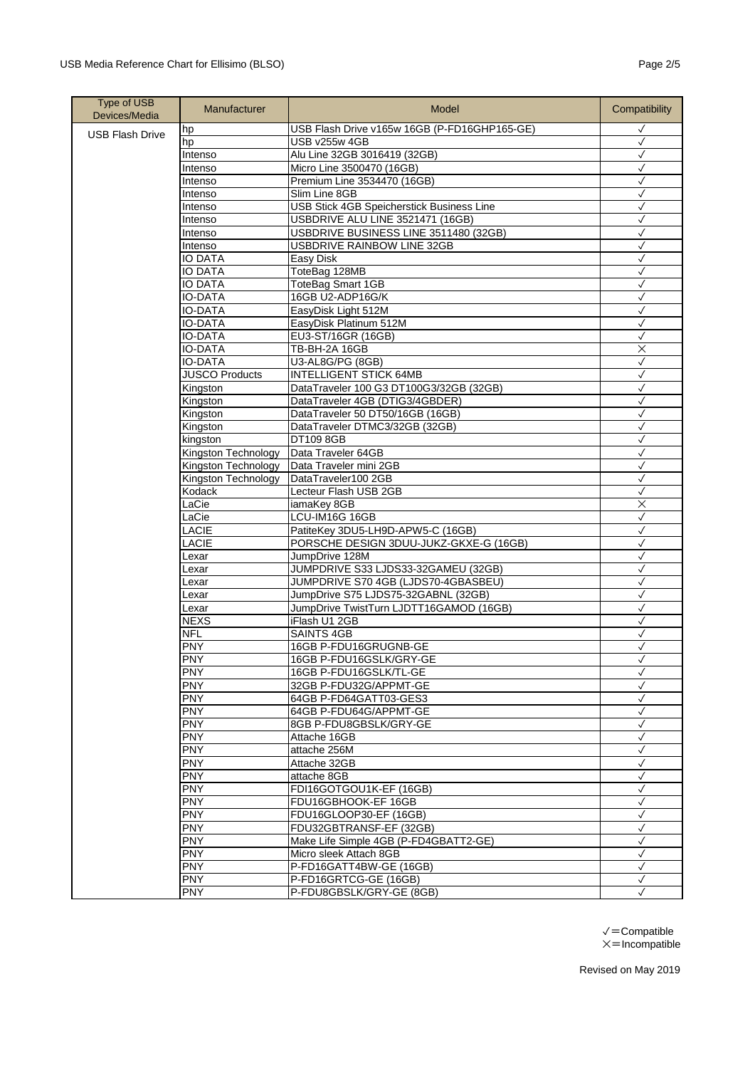| Type of USB Devices/Media | Manufacturer | Model | Compatibility |
|---|---|---|---|
| USB Flash Drive | hp | USB Flash Drive v165w 16GB (P-FD16GHP165-GE) | ✓ |
| | hp | USB v255w 4GB | ✓ |
| | Intenso | Alu Line 32GB 3016419 (32GB) | ✓ |
| | Intenso | Micro Line 3500470 (16GB) | ✓ |
| | Intenso | Premium Line 3534470 (16GB) | ✓ |
| | Intenso | Slim Line 8GB | ✓ |
| | Intenso | USB Stick 4GB Speicherstick Business Line | ✓ |
| | Intenso | USBDRIVE ALU LINE 3521471 (16GB) | ✓ |
| | Intenso | USBDRIVE BUSINESS LINE 3511480 (32GB) | ✓ |
| | Intenso | USBDRIVE RAINBOW LINE 32GB | ✓ |
| | IO DATA | Easy Disk | ✓ |
| | IO DATA | ToteBag 128MB | ✓ |
| | IO DATA | ToteBag Smart 1GB | ✓ |
| | IO-DATA | 16GB U2-ADP16G/K | ✓ |
| | IO-DATA | EasyDisk Light 512M | ✓ |
| | IO-DATA | EasyDisk Platinum 512M | ✓ |
| | IO-DATA | EU3-ST/16GR (16GB) | ✓ |
| | IO-DATA | TB-BH-2A 16GB | × |
| | IO-DATA | U3-AL8G/PG (8GB) | ✓ |
| | JUSCO Products | INTELLIGENT STICK 64MB | ✓ |
| | Kingston | DataTraveler 100 G3 DT100G3/32GB (32GB) | ✓ |
| | Kingston | DataTraveler 4GB (DTIG3/4GBDER) | ✓ |
| | Kingston | DataTraveler 50 DT50/16GB (16GB) | ✓ |
| | Kingston | DataTraveler DTMC3/32GB (32GB) | ✓ |
| | kingston | DT109 8GB | ✓ |
| | Kingston Technology | Data Traveler 64GB | ✓ |
| | Kingston Technology | Data Traveler mini 2GB | ✓ |
| | Kingston Technology | DataTraveler100 2GB | ✓ |
| | Kodack | Lecteur Flash USB 2GB | ✓ |
| | LaCie | iamaKey 8GB | × |
| | LaCie | LCU-IM16G 16GB | ✓ |
| | LACIE | PatiteKey 3DU5-LH9D-APW5-C (16GB) | ✓ |
| | LACIE | PORSCHE DESIGN 3DUU-JUKZ-GKXE-G (16GB) | ✓ |
| | Lexar | JumpDrive 128M | ✓ |
| | Lexar | JUMPDRIVE S33 LJDS33-32GAMEU (32GB) | ✓ |
| | Lexar | JUMPDRIVE S70 4GB (LJDS70-4GBASBEU) | ✓ |
| | Lexar | JumpDrive S75 LJDS75-32GABNL (32GB) | ✓ |
| | Lexar | JumpDrive TwistTurn LJDTT16GAMOD (16GB) | ✓ |
| | NEXS | iFlash U1 2GB | ✓ |
| | NFL | SAINTS 4GB | ✓ |
| | PNY | 16GB P-FDU16GRUGNB-GE | ✓ |
| | PNY | 16GB P-FDU16GSLK/GRY-GE | ✓ |
| | PNY | 16GB P-FDU16GSLK/TL-GE | ✓ |
| | PNY | 32GB P-FDU32G/APPMT-GE | ✓ |
| | PNY | 64GB P-FD64GATT03-GES3 | ✓ |
| | PNY | 64GB P-FDU64G/APPMT-GE | ✓ |
| | PNY | 8GB P-FDU8GBSLK/GRY-GE | ✓ |
| | PNY | Attache 16GB | ✓ |
| | PNY | attache 256M | ✓ |
| | PNY | Attache 32GB | ✓ |
| | PNY | attache 8GB | ✓ |
| | PNY | FDI16GOTGOU1K-EF (16GB) | ✓ |
| | PNY | FDU16GBHOOK-EF 16GB | ✓ |
| | PNY | FDU16GLOOP30-EF (16GB) | ✓ |
| | PNY | FDU32GBTRANSF-EF (32GB) | ✓ |
| | PNY | Make Life Simple 4GB (P-FD4GBATT2-GE) | ✓ |
| | PNY | Micro sleek Attach 8GB | ✓ |
| | PNY | P-FD16GATT4BW-GE (16GB) | ✓ |
| | PNY | P-FD16GRTCG-GE (16GB) | ✓ |
| | PNY | P-FDU8GBSLK/GRY-GE (8GB) | ✓ |

✓＝Compatible
×＝Incompatible

Revised on May 2019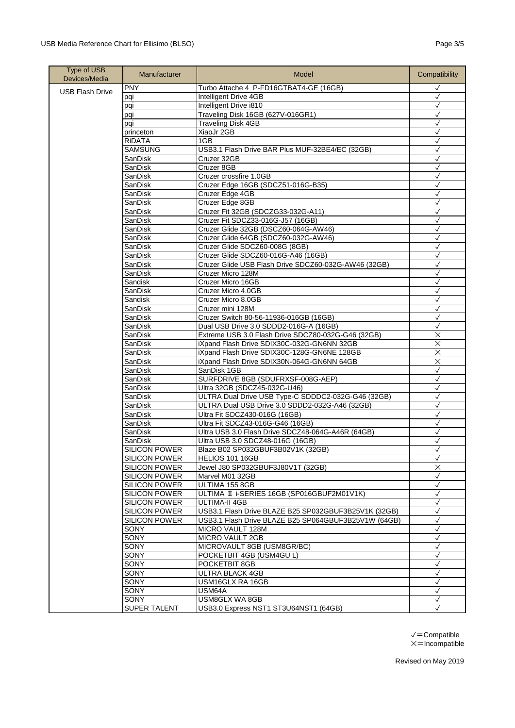| Type of USB Devices/Media | Manufacturer | Model | Compatibility |
|---|---|---|---|
| USB Flash Drive | PNY | Turbo Attache 4 P-FD16GTBAT4-GE (16GB) | ✓ |
| | pqi | Intelligent Drive 4GB | ✓ |
| | pqi | Intelligent Drive i810 | ✓ |
| | pqi | Traveling Disk 16GB (627V-016GR1) | ✓ |
| | pqi | Traveling Disk 4GB | ✓ |
| | princeton | XiaoJr 2GB | ✓ |
| | RiDATA | 1GB | ✓ |
| | SAMSUNG | USB3.1 Flash Drive BAR Plus MUF-32BE4/EC (32GB) | ✓ |
| | SanDisk | Cruzer 32GB | ✓ |
| | SanDisk | Cruzer 8GB | ✓ |
| | SanDisk | Cruzer crossfire 1.0GB | ✓ |
| | SanDisk | Cruzer Edge 16GB (SDCZ51-016G-B35) | ✓ |
| | SanDisk | Cruzer Edge 4GB | ✓ |
| | SanDisk | Cruzer Edge 8GB | ✓ |
| | SanDisk | Cruzer Fit 32GB (SDCZG33-032G-A11) | ✓ |
| | SanDisk | Cruzer Fit SDCZ33-016G-J57 (16GB) | ✓ |
| | SanDisk | Cruzer Glide 32GB (DSCZ60-064G-AW46) | ✓ |
| | SanDisk | Cruzer Glide 64GB (SDCZ60-032G-AW46) | ✓ |
| | SanDisk | Cruzer Glide SDCZ60-008G (8GB) | ✓ |
| | SanDisk | Cruzer Glide SDCZ60-016G-A46 (16GB) | ✓ |
| | SanDisk | Cruzer Glide USB Flash Drive SDCZ60-032G-AW46 (32GB) | ✓ |
| | SanDisk | Cruzer Micro 128M | ✓ |
| | Sandisk | Cruzer Micro 16GB | ✓ |
| | SanDisk | Cruzer Micro 4.0GB | ✓ |
| | Sandisk | Cruzer Micro 8.0GB | ✓ |
| | SanDisk | Cruzer mini 128M | ✓ |
| | SanDisk | Cruzer Switch 80-56-11936-016GB (16GB) | ✓ |
| | SanDisk | Dual USB Drive 3.0 SDDD2-016G-A (16GB) | ✓ |
| | SanDisk | Extreme USB 3.0 Flash Drive SDCZ80-032G-G46 (32GB) | × |
| | SanDisk | iXpand Flash Drive SDIX30C-032G-GN6NN 32GB | × |
| | SanDisk | iXpand Flash Drive SDIX30C-128G-GN6NE 128GB | × |
| | SanDisk | iXpand Flash Drive SDIX30N-064G-GN6NN 64GB | × |
| | SanDisk | SanDisk 1GB | ✓ |
| | SanDisk | SURFDRIVE 8GB (SDUFRXSF-008G-AEP) | ✓ |
| | SanDisk | Ultra 32GB (SDCZ45-032G-U46) | ✓ |
| | SanDisk | ULTRA Dual Drive USB Type-C SDDDC2-032G-G46 (32GB) | ✓ |
| | SanDisk | ULTRA Dual USB Drive 3.0 SDDD2-032G-A46 (32GB) | ✓ |
| | SanDisk | Ultra Fit SDCZ430-016G (16GB) | ✓ |
| | SanDisk | Ultra Fit SDCZ43-016G-G46 (16GB) | ✓ |
| | SanDisk | Ultra USB 3.0 Flash Drive SDCZ48-064G-A46R (64GB) | ✓ |
| | SanDisk | Ultra USB 3.0 SDCZ48-016G (16GB) | ✓ |
| | SILICON POWER | Blaze B02 SP032GBUF3B02V1K (32GB) | ✓ |
| | SILICON POWER | HELIOS 101 16GB | ✓ |
| | SILICON POWER | Jewel J80 SP032GBUF3J80V1T (32GB) | × |
| | SILICON POWER | Marvel M01 32GB | ✓ |
| | SILICON POWER | ULTIMA 155 8GB | ✓ |
| | SILICON POWER | ULTIMA Ⅱ i-SERIES 16GB (SP016GBUF2M01V1K) | ✓ |
| | SILICON POWER | ULTIMA-II 4GB | ✓ |
| | SILICON POWER | USB3.1 Flash Drive BLAZE B25 SP032GBUF3B25V1K (32GB) | ✓ |
| | SILICON POWER | USB3.1 Flash Drive BLAZE B25 SP064GBUF3B25V1W (64GB) | ✓ |
| | SONY | MICRO VAULT 128M | ✓ |
| | SONY | MICRO VAULT 2GB | ✓ |
| | SONY | MICROVAULT 8GB (USM8GR/BC) | ✓ |
| | SONY | POCKETBIT 4GB (USM4GU L) | ✓ |
| | SONY | POCKETBIT 8GB | ✓ |
| | SONY | ULTRA BLACK 4GB | ✓ |
| | SONY | USM16GLX RA 16GB | ✓ |
| | SONY | USM64A | ✓ |
| | SONY | USM8GLX WA 8GB | ✓ |
| | SUPER TALENT | USB3.0 Express NST1 ST3U64NST1 (64GB) | ✓ |

✓＝Compatible
×＝Incompatible

Revised on May 2019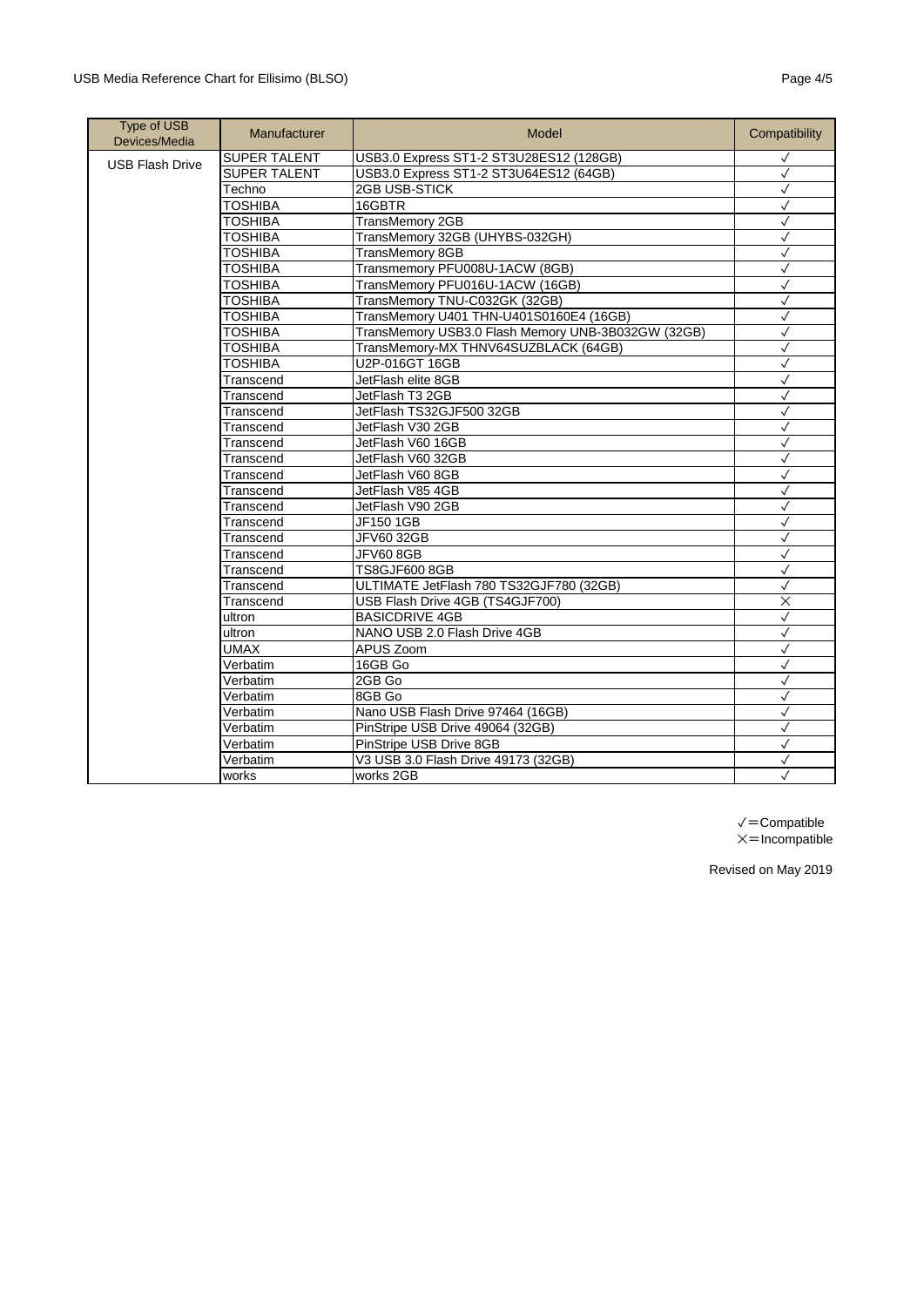| Type of USB Devices/Media | Manufacturer | Model | Compatibility |
|---|---|---|---|
| USB Flash Drive | SUPER TALENT | USB3.0 Express ST1-2 ST3U28ES12 (128GB) | ✓ |
| | SUPER TALENT | USB3.0 Express ST1-2 ST3U64ES12 (64GB) | ✓ |
| | Techno | 2GB USB-STICK | ✓ |
| | TOSHIBA | 16GBTR | ✓ |
| | TOSHIBA | TransMemory 2GB | ✓ |
| | TOSHIBA | TransMemory 32GB (UHYBS-032GH) | ✓ |
| | TOSHIBA | TransMemory 8GB | ✓ |
| | TOSHIBA | Transmemory PFU008U-1ACW (8GB) | ✓ |
| | TOSHIBA | TransMemory PFU016U-1ACW (16GB) | ✓ |
| | TOSHIBA | TransMemory TNU-C032GK (32GB) | ✓ |
| | TOSHIBA | TransMemory U401 THN-U401S0160E4 (16GB) | ✓ |
| | TOSHIBA | TransMemory USB3.0 Flash Memory UNB-3B032GW (32GB) | ✓ |
| | TOSHIBA | TransMemory-MX THNV64SUZBLACK (64GB) | ✓ |
| | TOSHIBA | U2P-016GT 16GB | ✓ |
| | Transcend | JetFlash elite 8GB | ✓ |
| | Transcend | JetFlash T3 2GB | ✓ |
| | Transcend | JetFlash TS32GJF500 32GB | ✓ |
| | Transcend | JetFlash V30 2GB | ✓ |
| | Transcend | JetFlash V60 16GB | ✓ |
| | Transcend | JetFlash V60 32GB | ✓ |
| | Transcend | JetFlash V60 8GB | ✓ |
| | Transcend | JetFlash V85 4GB | ✓ |
| | Transcend | JetFlash V90 2GB | ✓ |
| | Transcend | JF150 1GB | ✓ |
| | Transcend | JFV60 32GB | ✓ |
| | Transcend | JFV60 8GB | ✓ |
| | Transcend | TS8GJF600 8GB | ✓ |
| | Transcend | ULTIMATE JetFlash 780 TS32GJF780 (32GB) | ✓ |
| | Transcend | USB Flash Drive 4GB (TS4GJF700) | × |
| | ultron | BASICDRIVE 4GB | ✓ |
| | ultron | NANO USB 2.0 Flash Drive 4GB | ✓ |
| | UMAX | APUS Zoom | ✓ |
| | Verbatim | 16GB Go | ✓ |
| | Verbatim | 2GB Go | ✓ |
| | Verbatim | 8GB Go | ✓ |
| | Verbatim | Nano USB Flash Drive 97464 (16GB) | ✓ |
| | Verbatim | PinStripe USB Drive 49064 (32GB) | ✓ |
| | Verbatim | PinStripe USB Drive 8GB | ✓ |
| | Verbatim | V3 USB 3.0 Flash Drive 49173 (32GB) | ✓ |
| | works | works 2GB | ✓ |

✓=Compatible
×=Incompatible

Revised on May 2019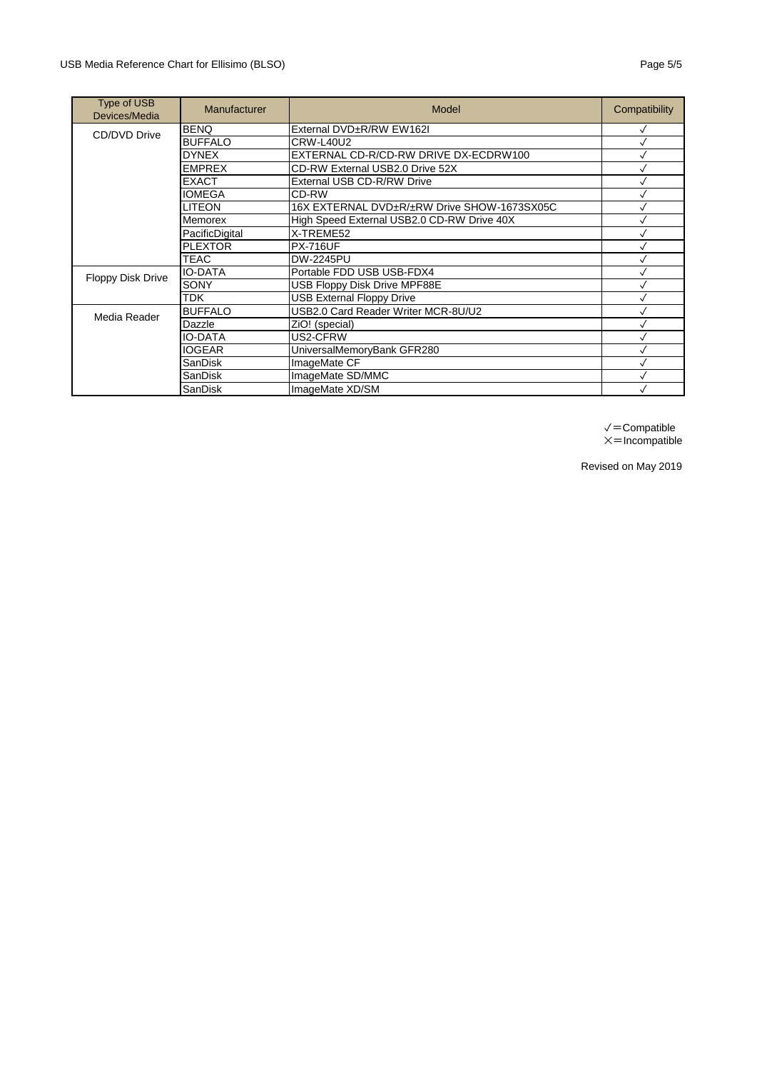| Type of USB Devices/Media | Manufacturer | Model | Compatibility |
|---|---|---|---|
| CD/DVD Drive | BENQ | External DVD±R/RW EW162I | ✓ |
| | BUFFALO | CRW-L40U2 | ✓ |
| | DYNEX | EXTERNAL CD-R/CD-RW DRIVE DX-ECDRW100 | ✓ |
| | EMPREX | CD-RW External USB2.0 Drive 52X | ✓ |
| | EXACT | External USB CD-R/RW Drive | ✓ |
| | IOMEGA | CD-RW | ✓ |
| | LITEON | 16X EXTERNAL DVD±R/±RW Drive SHOW-1673SX05C | ✓ |
| | Memorex | High Speed External USB2.0 CD-RW Drive 40X | ✓ |
| | PacificDigital | X-TREME52 | ✓ |
| | PLEXTOR | PX-716UF | ✓ |
| | TEAC | DW-2245PU | ✓ |
| Floppy Disk Drive | IO-DATA | Portable FDD USB USB-FDX4 | ✓ |
| | SONY | USB Floppy Disk Drive MPF88E | ✓ |
| | TDK | USB External Floppy Drive | ✓ |
| Media Reader | BUFFALO | USB2.0 Card Reader Writer MCR-8U/U2 | ✓ |
| | Dazzle | ZiO! (special) | ✓ |
| | IO-DATA | US2-CFRW | ✓ |
| | IOGEAR | UniversalMemoryBank GFR280 | ✓ |
| | SanDisk | ImageMate CF | ✓ |
| | SanDisk | ImageMate SD/MMC | ✓ |
| | SanDisk | ImageMate XD/SM | ✓ |

✓＝Compatible
×＝Incompatible

Revised on May 2019